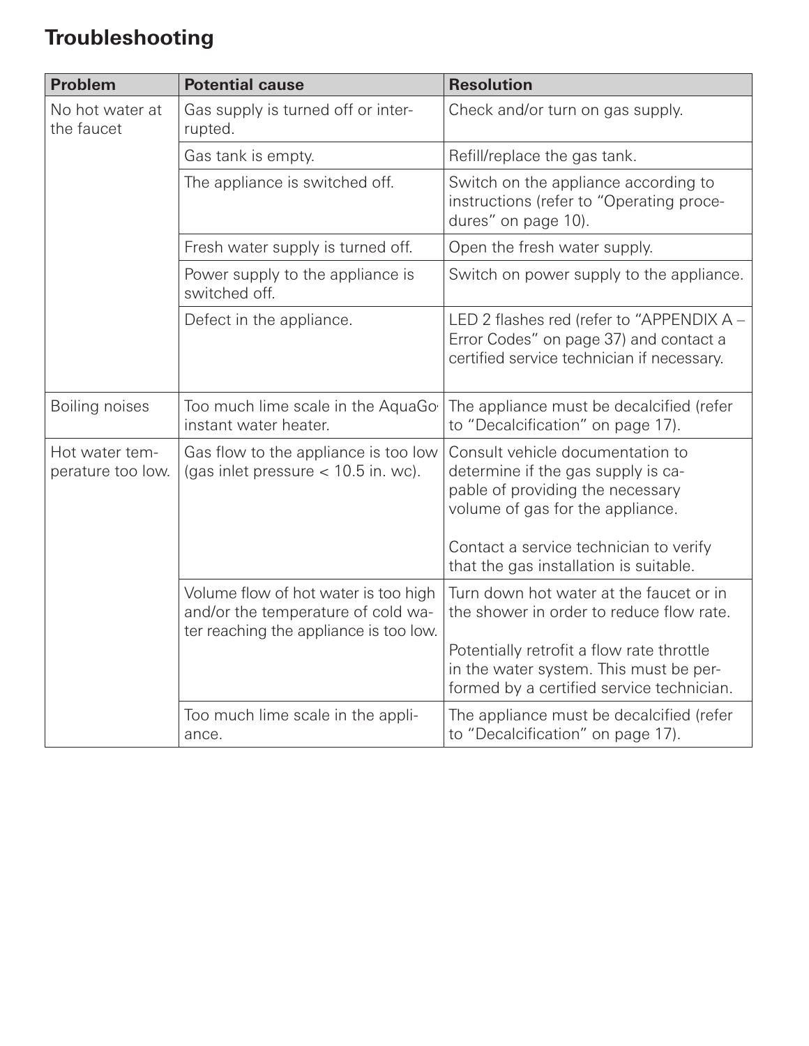## Troubleshooting

| Problem | Potential cause | Resolution |
|---|---|---|
| No hot water at the faucet | Gas supply is turned off or interrupted. | Check and/or turn on gas supply. |
| | Gas tank is empty. | Refill/replace the gas tank. |
| | The appliance is switched off. | Switch on the appliance according to instructions (refer to “Operating procedures” on page 10). |
| | Fresh water supply is turned off. | Open the fresh water supply. |
| | Power supply to the appliance is switched off. | Switch on power supply to the appliance. |
| | Defect in the appliance. | LED 2 flashes red (refer to “APPENDIX A – Error Codes” on page 37) and contact a certified service technician if necessary. |
| Boiling noises | Too much lime scale in the AquaGo instant water heater. | The appliance must be decalcified (refer to “Decalcification” on page 17). |
| Hot water temperature too low. | Gas flow to the appliance is too low (gas inlet pressure < 10.5 in. wc). | Consult vehicle documentation to determine if the gas supply is capable of providing the necessary volume of gas for the appliance.<br><br>Contact a service technician to verify that the gas installation is suitable. |
| | Volume flow of hot water is too high and/or the temperature of cold water reaching the appliance is too low. | Turn down hot water at the faucet or in the shower in order to reduce flow rate.<br><br>Potentially retrofit a flow rate throttle in the water system. This must be performed by a certified service technician. |
| | Too much lime scale in the appliance. | The appliance must be decalcified (refer to “Decalcification” on page 17). |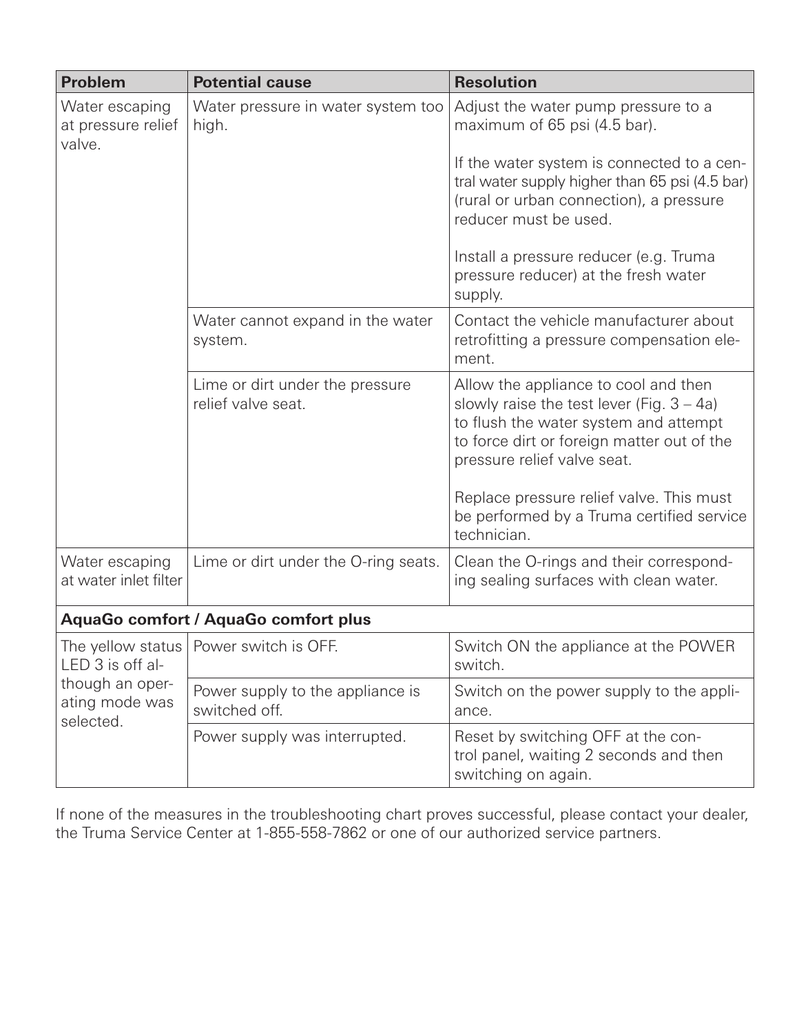| Problem | Potential cause | Resolution |
|---|---|---|
| Water escaping at pressure relief valve. | Water pressure in water system too high. | Adjust the water pump pressure to a maximum of 65 psi (4.5 bar).<br><br>If the water system is connected to a central water supply higher than 65 psi (4.5 bar) (rural or urban connection), a pressure reducer must be used.<br><br>Install a pressure reducer (e.g. Truma pressure reducer) at the fresh water supply. |
| | Water cannot expand in the water system. | Contact the vehicle manufacturer about retrofitting a pressure compensation element. |
| | Lime or dirt under the pressure relief valve seat. | Allow the appliance to cool and then slowly raise the test lever (Fig. 3 – 4a) to flush the water system and attempt to force dirt or foreign matter out of the pressure relief valve seat.<br><br>Replace pressure relief valve. This must be performed by a Truma certified service technician. |
| Water escaping at water inlet filter | Lime or dirt under the O-ring seats. | Clean the O-rings and their corresponding sealing surfaces with clean water. |
| **AquaGo comfort / AquaGo comfort plus** | | |
| The yellow status LED 3 is off although an operating mode was selected. | Power switch is OFF. | Switch ON the appliance at the POWER switch. |
| | Power supply to the appliance is switched off. | Switch on the power supply to the appliance. |
| | Power supply was interrupted. | Reset by switching OFF at the control panel, waiting 2 seconds and then switching on again. |

If none of the measures in the troubleshooting chart proves successful, please contact your dealer, the Truma Service Center at 1-855-558-7862 or one of our authorized service partners.